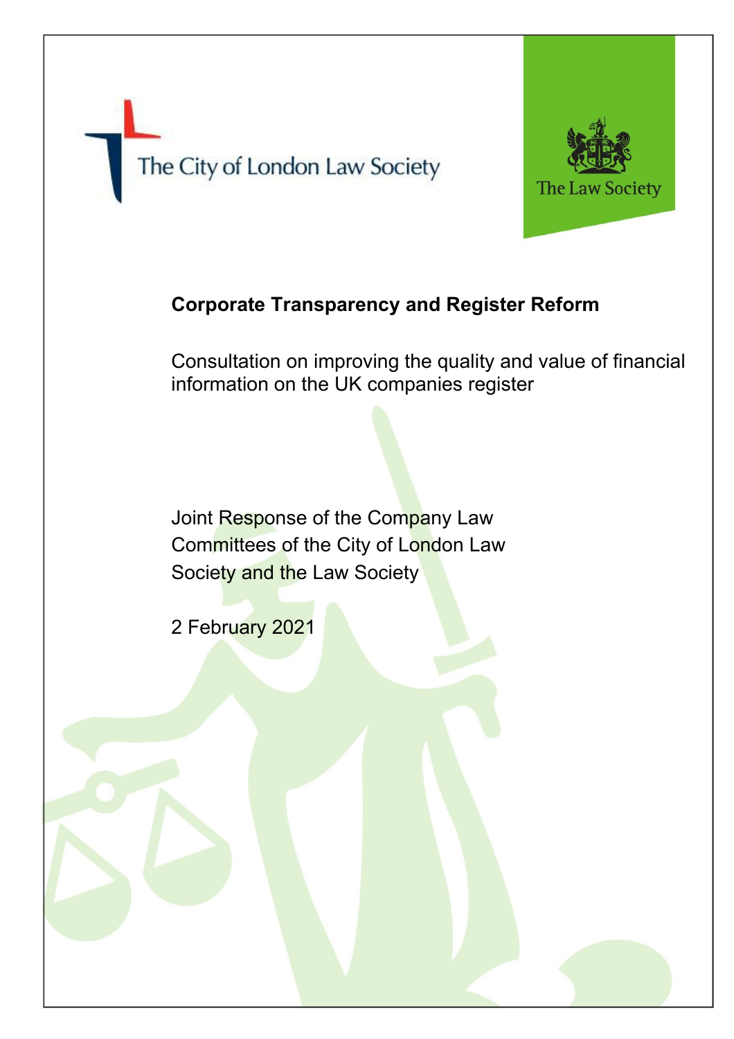The City of London Law Society

The Law Society

**Corporate Transparency and Register Reform**

Consultation on improving the quality and value of financial information on the UK companies register

Joint Response of the Company Law Committees of the City of London Law Society and the Law Society

2 February 2021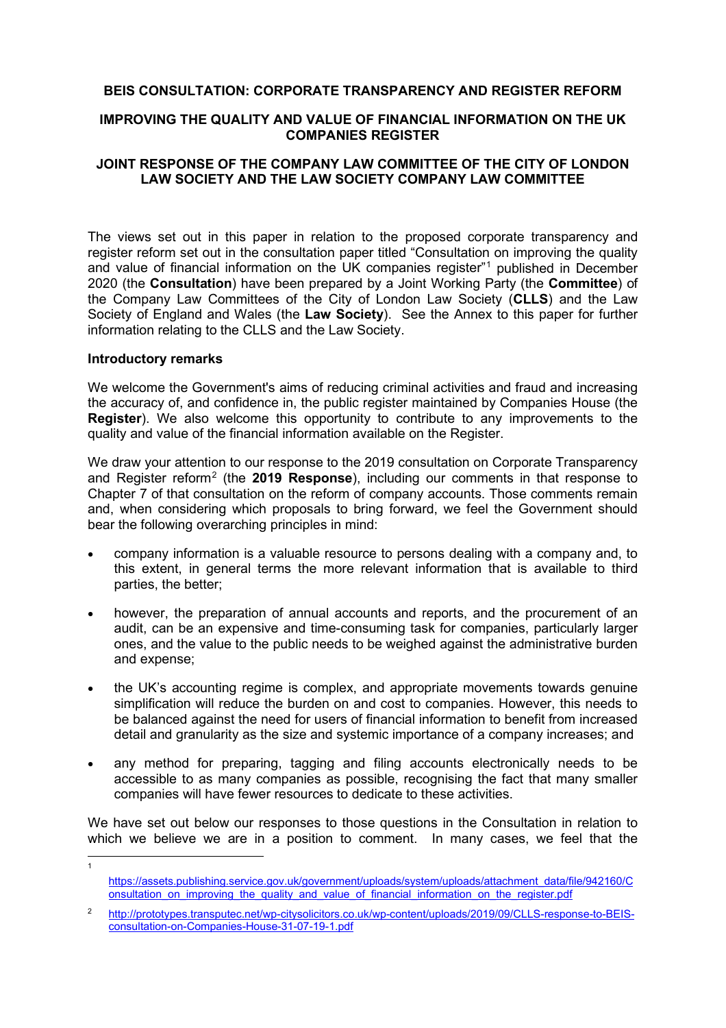**BEIS CONSULTATION: CORPORATE TRANSPARENCY AND REGISTER REFORM**

**IMPROVING THE QUALITY AND VALUE OF FINANCIAL INFORMATION ON THE UK COMPANIES REGISTER**

**JOINT RESPONSE OF THE COMPANY LAW COMMITTEE OF THE CITY OF LONDON LAW SOCIETY AND THE LAW SOCIETY COMPANY LAW COMMITTEE**

The views set out in this paper in relation to the proposed corporate transparency and register reform set out in the consultation paper titled "Consultation on improving the quality and value of financial information on the UK companies register"[1] published in December 2020 (the **Consultation**) have been prepared by a Joint Working Party (the **Committee**) of the Company Law Committees of the City of London Law Society (**CLLS**) and the Law Society of England and Wales (the **Law Society**). See the Annex to this paper for further information relating to the CLLS and the Law Society.

**Introductory remarks**

We welcome the Government's aims of reducing criminal activities and fraud and increasing the accuracy of, and confidence in, the public register maintained by Companies House (the **Register**). We also welcome this opportunity to contribute to any improvements to the quality and value of the financial information available on the Register.

We draw your attention to our response to the 2019 consultation on Corporate Transparency and Register reform[2] (the **2019 Response**), including our comments in that response to Chapter 7 of that consultation on the reform of company accounts. Those comments remain and, when considering which proposals to bring forward, we feel the Government should bear the following overarching principles in mind:

- company information is a valuable resource to persons dealing with a company and, to this extent, in general terms the more relevant information that is available to third parties, the better;
- however, the preparation of annual accounts and reports, and the procurement of an audit, can be an expensive and time-consuming task for companies, particularly larger ones, and the value to the public needs to be weighed against the administrative burden and expense;
- the UK's accounting regime is complex, and appropriate movements towards genuine simplification will reduce the burden on and cost to companies. However, this needs to be balanced against the need for users of financial information to benefit from increased detail and granularity as the size and systemic importance of a company increases; and
- any method for preparing, tagging and filing accounts electronically needs to be accessible to as many companies as possible, recognising the fact that many smaller companies will have fewer resources to dedicate to these activities.

We have set out below our responses to those questions in the Consultation in relation to which we believe we are in a position to comment. In many cases, we feel that the

---

[1] https://assets.publishing.service.gov.uk/government/uploads/system/uploads/attachment_data/file/942160/Consultation_on_improving_the_quality_and_value_of_financial_information_on_the_register.pdf

[2] http://prototypes.transputec.net/wp-citysolicitors.co.uk/wp-content/uploads/2019/09/CLLS-response-to-BEIS-consultation-on-Companies-House-31-07-19-1.pdf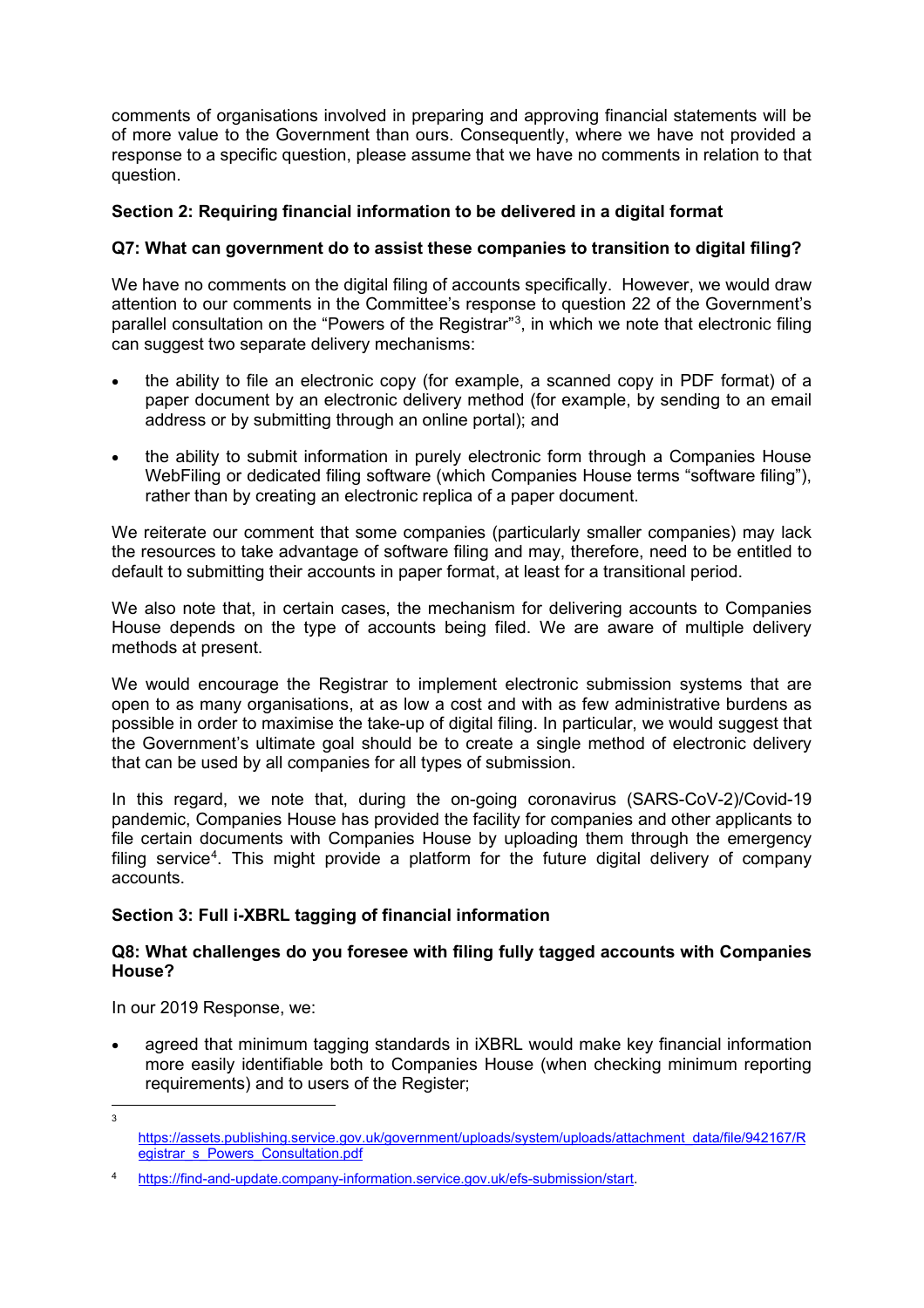comments of organisations involved in preparing and approving financial statements will be of more value to the Government than ours. Consequently, where we have not provided a response to a specific question, please assume that we have no comments in relation to that question.

**Section 2: Requiring financial information to be delivered in a digital format**

**Q7: What can government do to assist these companies to transition to digital filing?**

We have no comments on the digital filing of accounts specifically. However, we would draw attention to our comments in the Committee's response to question 22 of the Government's parallel consultation on the "Powers of the Registrar"[3], in which we note that electronic filing can suggest two separate delivery mechanisms:

- the ability to file an electronic copy (for example, a scanned copy in PDF format) of a paper document by an electronic delivery method (for example, by sending to an email address or by submitting through an online portal); and
- the ability to submit information in purely electronic form through a Companies House WebFiling or dedicated filing software (which Companies House terms "software filing"), rather than by creating an electronic replica of a paper document.

We reiterate our comment that some companies (particularly smaller companies) may lack the resources to take advantage of software filing and may, therefore, need to be entitled to default to submitting their accounts in paper format, at least for a transitional period.

We also note that, in certain cases, the mechanism for delivering accounts to Companies House depends on the type of accounts being filed. We are aware of multiple delivery methods at present.

We would encourage the Registrar to implement electronic submission systems that are open to as many organisations, at as low a cost and with as few administrative burdens as possible in order to maximise the take-up of digital filing. In particular, we would suggest that the Government's ultimate goal should be to create a single method of electronic delivery that can be used by all companies for all types of submission.

In this regard, we note that, during the on-going coronavirus (SARS-CoV-2)/Covid-19 pandemic, Companies House has provided the facility for companies and other applicants to file certain documents with Companies House by uploading them through the emergency filing service[4]. This might provide a platform for the future digital delivery of company accounts.

**Section 3: Full i-XBRL tagging of financial information**

**Q8: What challenges do you foresee with filing fully tagged accounts with Companies House?**

In our 2019 Response, we:

- agreed that minimum tagging standards in iXBRL would make key financial information more easily identifiable both to Companies House (when checking minimum reporting requirements) and to users of the Register;

---

[3] https://assets.publishing.service.gov.uk/government/uploads/system/uploads/attachment_data/file/942167/Registrar_s_Powers_Consultation.pdf

[4] https://find-and-update.company-information.service.gov.uk/efs-submission/start.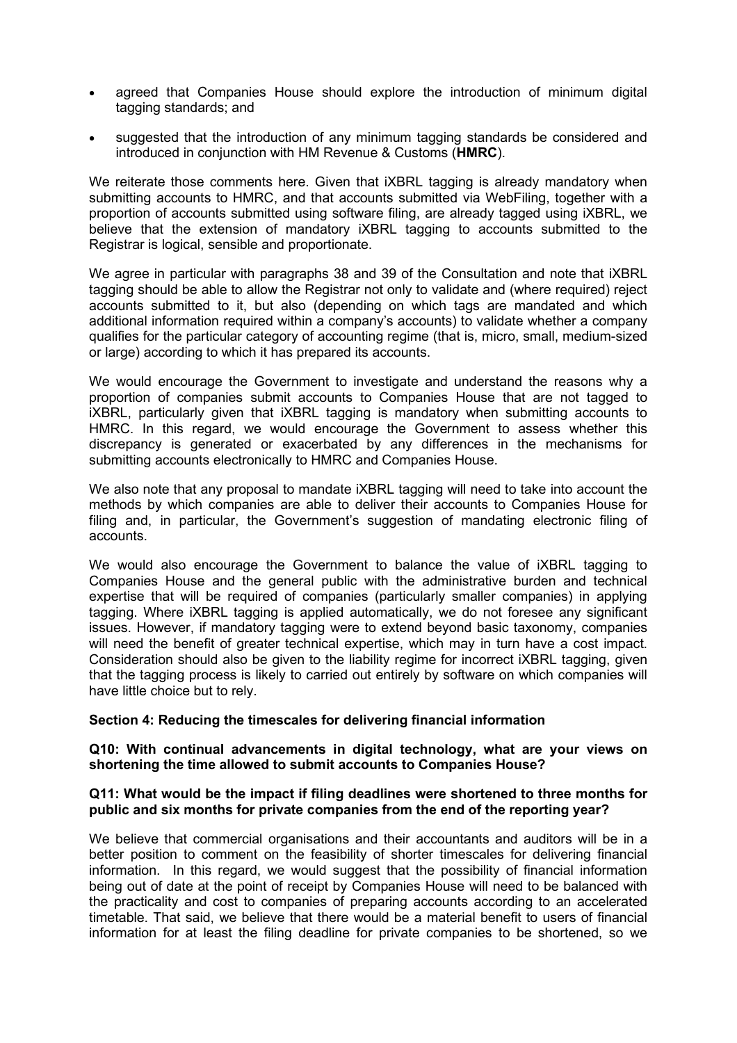- agreed that Companies House should explore the introduction of minimum digital tagging standards; and
- suggested that the introduction of any minimum tagging standards be considered and introduced in conjunction with HM Revenue & Customs (**HMRC**).

We reiterate those comments here. Given that iXBRL tagging is already mandatory when submitting accounts to HMRC, and that accounts submitted via WebFiling, together with a proportion of accounts submitted using software filing, are already tagged using iXBRL, we believe that the extension of mandatory iXBRL tagging to accounts submitted to the Registrar is logical, sensible and proportionate.

We agree in particular with paragraphs 38 and 39 of the Consultation and note that iXBRL tagging should be able to allow the Registrar not only to validate and (where required) reject accounts submitted to it, but also (depending on which tags are mandated and which additional information required within a company's accounts) to validate whether a company qualifies for the particular category of accounting regime (that is, micro, small, medium-sized or large) according to which it has prepared its accounts.

We would encourage the Government to investigate and understand the reasons why a proportion of companies submit accounts to Companies House that are not tagged to iXBRL, particularly given that iXBRL tagging is mandatory when submitting accounts to HMRC. In this regard, we would encourage the Government to assess whether this discrepancy is generated or exacerbated by any differences in the mechanisms for submitting accounts electronically to HMRC and Companies House.

We also note that any proposal to mandate iXBRL tagging will need to take into account the methods by which companies are able to deliver their accounts to Companies House for filing and, in particular, the Government's suggestion of mandating electronic filing of accounts.

We would also encourage the Government to balance the value of iXBRL tagging to Companies House and the general public with the administrative burden and technical expertise that will be required of companies (particularly smaller companies) in applying tagging. Where iXBRL tagging is applied automatically, we do not foresee any significant issues. However, if mandatory tagging were to extend beyond basic taxonomy, companies will need the benefit of greater technical expertise, which may in turn have a cost impact. Consideration should also be given to the liability regime for incorrect iXBRL tagging, given that the tagging process is likely to carried out entirely by software on which companies will have little choice but to rely.

**Section 4: Reducing the timescales for delivering financial information**

**Q10: With continual advancements in digital technology, what are your views on shortening the time allowed to submit accounts to Companies House?**

**Q11: What would be the impact if filing deadlines were shortened to three months for public and six months for private companies from the end of the reporting year?**

We believe that commercial organisations and their accountants and auditors will be in a better position to comment on the feasibility of shorter timescales for delivering financial information. In this regard, we would suggest that the possibility of financial information being out of date at the point of receipt by Companies House will need to be balanced with the practicality and cost to companies of preparing accounts according to an accelerated timetable. That said, we believe that there would be a material benefit to users of financial information for at least the filing deadline for private companies to be shortened, so we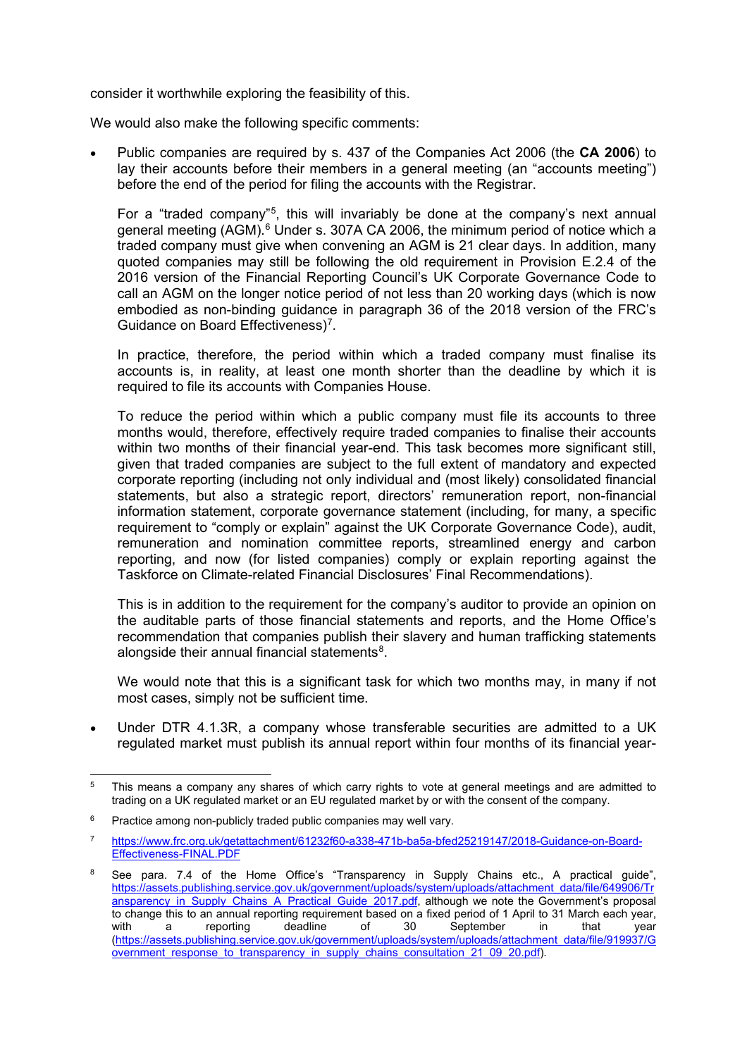consider it worthwhile exploring the feasibility of this.

We would also make the following specific comments:

- Public companies are required by s. 437 of the Companies Act 2006 (the **CA 2006**) to lay their accounts before their members in a general meeting (an "accounts meeting") before the end of the period for filing the accounts with the Registrar.

  For a "traded company"[5], this will invariably be done at the company's next annual general meeting (AGM).[6] Under s. 307A CA 2006, the minimum period of notice which a traded company must give when convening an AGM is 21 clear days. In addition, many quoted companies may still be following the old requirement in Provision E.2.4 of the 2016 version of the Financial Reporting Council's UK Corporate Governance Code to call an AGM on the longer notice period of not less than 20 working days (which is now embodied as non-binding guidance in paragraph 36 of the 2018 version of the FRC's Guidance on Board Effectiveness)[7].

  In practice, therefore, the period within which a traded company must finalise its accounts is, in reality, at least one month shorter than the deadline by which it is required to file its accounts with Companies House.

  To reduce the period within which a public company must file its accounts to three months would, therefore, effectively require traded companies to finalise their accounts within two months of their financial year-end. This task becomes more significant still, given that traded companies are subject to the full extent of mandatory and expected corporate reporting (including not only individual and (most likely) consolidated financial statements, but also a strategic report, directors' remuneration report, non-financial information statement, corporate governance statement (including, for many, a specific requirement to "comply or explain" against the UK Corporate Governance Code), audit, remuneration and nomination committee reports, streamlined energy and carbon reporting, and now (for listed companies) comply or explain reporting against the Taskforce on Climate-related Financial Disclosures' Final Recommendations).

  This is in addition to the requirement for the company's auditor to provide an opinion on the auditable parts of those financial statements and reports, and the Home Office's recommendation that companies publish their slavery and human trafficking statements alongside their annual financial statements[8].

  We would note that this is a significant task for which two months may, in many if not most cases, simply not be sufficient time.

- Under DTR 4.1.3R, a company whose transferable securities are admitted to a UK regulated market must publish its annual report within four months of its financial year-

---

[5] This means a company any shares of which carry rights to vote at general meetings and are admitted to trading on a UK regulated market or an EU regulated market by or with the consent of the company.

[6] Practice among non-publicly traded public companies may well vary.

[7] https://www.frc.org.uk/getattachment/61232f60-a338-471b-ba5a-bfed25219147/2018-Guidance-on-Board-Effectiveness-FINAL.PDF

[8] See para. 7.4 of the Home Office's "Transparency in Supply Chains etc., A practical guide", https://assets.publishing.service.gov.uk/government/uploads/system/uploads/attachment_data/file/649906/Transparency_in_Supply_Chains_A_Practical_Guide_2017.pdf, although we note the Government's proposal to change this to an annual reporting requirement based on a fixed period of 1 April to 31 March each year, with a reporting deadline of 30 September in that year (https://assets.publishing.service.gov.uk/government/uploads/system/uploads/attachment_data/file/919937/Government_response_to_transparency_in_supply_chains_consultation_21_09_20.pdf).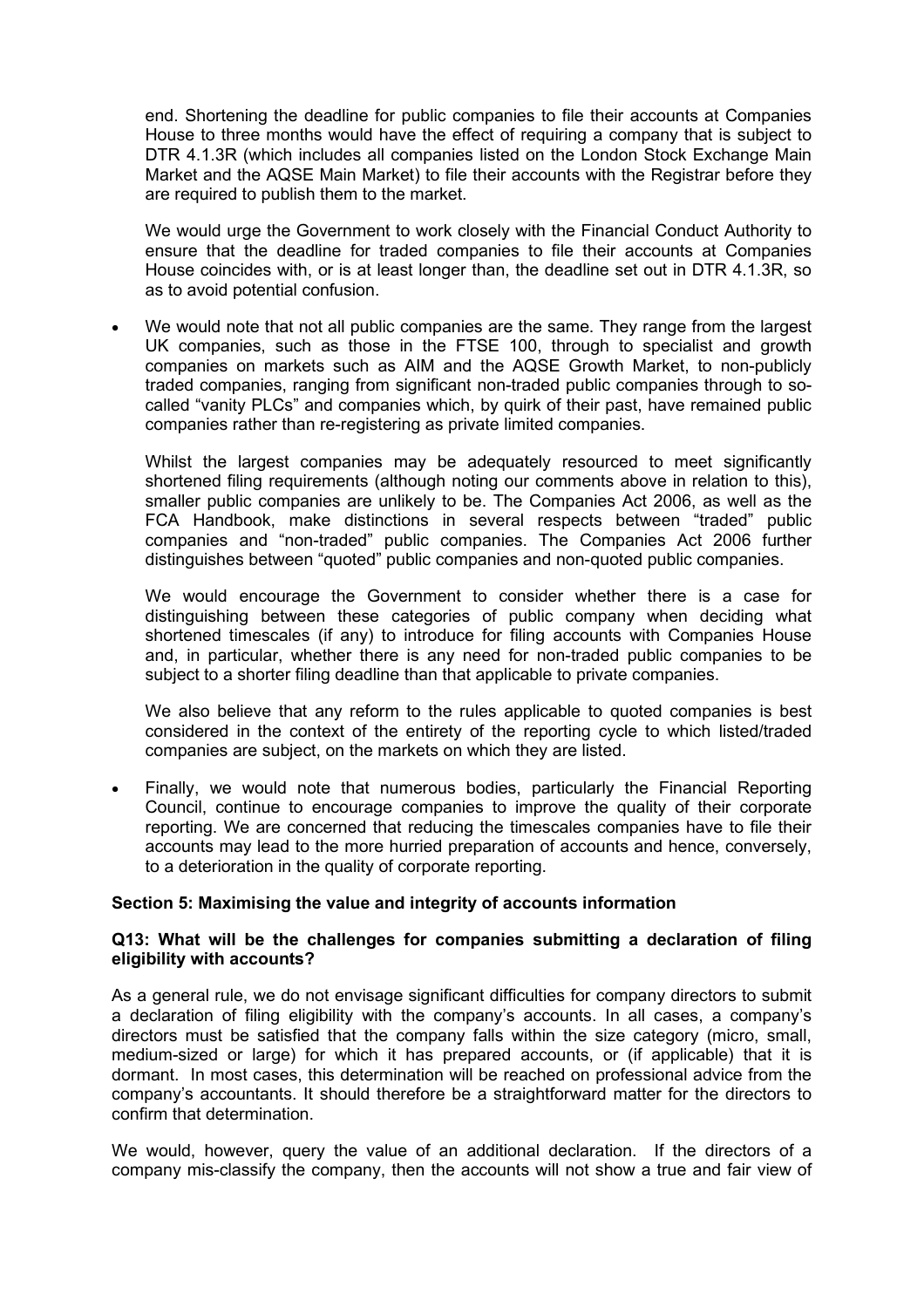end. Shortening the deadline for public companies to file their accounts at Companies House to three months would have the effect of requiring a company that is subject to DTR 4.1.3R (which includes all companies listed on the London Stock Exchange Main Market and the AQSE Main Market) to file their accounts with the Registrar before they are required to publish them to the market.

We would urge the Government to work closely with the Financial Conduct Authority to ensure that the deadline for traded companies to file their accounts at Companies House coincides with, or is at least longer than, the deadline set out in DTR 4.1.3R, so as to avoid potential confusion.

- We would note that not all public companies are the same. They range from the largest UK companies, such as those in the FTSE 100, through to specialist and growth companies on markets such as AIM and the AQSE Growth Market, to non-publicly traded companies, ranging from significant non-traded public companies through to so-called "vanity PLCs" and companies which, by quirk of their past, have remained public companies rather than re-registering as private limited companies.

  Whilst the largest companies may be adequately resourced to meet significantly shortened filing requirements (although noting our comments above in relation to this), smaller public companies are unlikely to be. The Companies Act 2006, as well as the FCA Handbook, make distinctions in several respects between "traded" public companies and "non-traded" public companies. The Companies Act 2006 further distinguishes between "quoted" public companies and non-quoted public companies.

  We would encourage the Government to consider whether there is a case for distinguishing between these categories of public company when deciding what shortened timescales (if any) to introduce for filing accounts with Companies House and, in particular, whether there is any need for non-traded public companies to be subject to a shorter filing deadline than that applicable to private companies.

  We also believe that any reform to the rules applicable to quoted companies is best considered in the context of the entirety of the reporting cycle to which listed/traded companies are subject, on the markets on which they are listed.

- Finally, we would note that numerous bodies, particularly the Financial Reporting Council, continue to encourage companies to improve the quality of their corporate reporting. We are concerned that reducing the timescales companies have to file their accounts may lead to the more hurried preparation of accounts and hence, conversely, to a deterioration in the quality of corporate reporting.

**Section 5: Maximising the value and integrity of accounts information**

**Q13: What will be the challenges for companies submitting a declaration of filing eligibility with accounts?**

As a general rule, we do not envisage significant difficulties for company directors to submit a declaration of filing eligibility with the company's accounts. In all cases, a company's directors must be satisfied that the company falls within the size category (micro, small, medium-sized or large) for which it has prepared accounts, or (if applicable) that it is dormant. In most cases, this determination will be reached on professional advice from the company's accountants. It should therefore be a straightforward matter for the directors to confirm that determination.

We would, however, query the value of an additional declaration. If the directors of a company mis-classify the company, then the accounts will not show a true and fair view of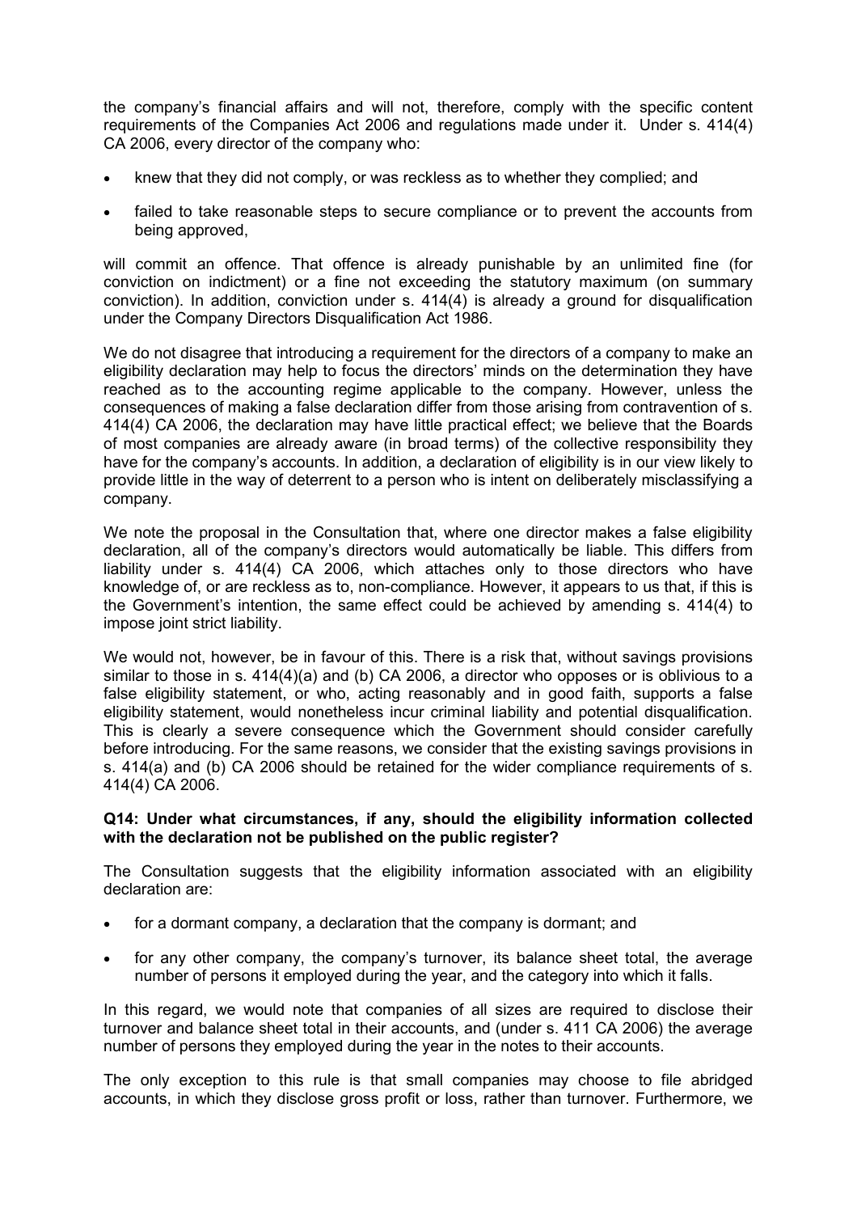the company's financial affairs and will not, therefore, comply with the specific content requirements of the Companies Act 2006 and regulations made under it. Under s. 414(4) CA 2006, every director of the company who:

- knew that they did not comply, or was reckless as to whether they complied; and
- failed to take reasonable steps to secure compliance or to prevent the accounts from being approved,

will commit an offence. That offence is already punishable by an unlimited fine (for conviction on indictment) or a fine not exceeding the statutory maximum (on summary conviction). In addition, conviction under s. 414(4) is already a ground for disqualification under the Company Directors Disqualification Act 1986.

We do not disagree that introducing a requirement for the directors of a company to make an eligibility declaration may help to focus the directors' minds on the determination they have reached as to the accounting regime applicable to the company. However, unless the consequences of making a false declaration differ from those arising from contravention of s. 414(4) CA 2006, the declaration may have little practical effect; we believe that the Boards of most companies are already aware (in broad terms) of the collective responsibility they have for the company's accounts. In addition, a declaration of eligibility is in our view likely to provide little in the way of deterrent to a person who is intent on deliberately misclassifying a company.

We note the proposal in the Consultation that, where one director makes a false eligibility declaration, all of the company's directors would automatically be liable. This differs from liability under s. 414(4) CA 2006, which attaches only to those directors who have knowledge of, or are reckless as to, non-compliance. However, it appears to us that, if this is the Government's intention, the same effect could be achieved by amending s. 414(4) to impose joint strict liability.

We would not, however, be in favour of this. There is a risk that, without savings provisions similar to those in s. 414(4)(a) and (b) CA 2006, a director who opposes or is oblivious to a false eligibility statement, or who, acting reasonably and in good faith, supports a false eligibility statement, would nonetheless incur criminal liability and potential disqualification. This is clearly a severe consequence which the Government should consider carefully before introducing. For the same reasons, we consider that the existing savings provisions in s. 414(a) and (b) CA 2006 should be retained for the wider compliance requirements of s. 414(4) CA 2006.

**Q14: Under what circumstances, if any, should the eligibility information collected with the declaration not be published on the public register?**

The Consultation suggests that the eligibility information associated with an eligibility declaration are:

- for a dormant company, a declaration that the company is dormant; and
- for any other company, the company's turnover, its balance sheet total, the average number of persons it employed during the year, and the category into which it falls.

In this regard, we would note that companies of all sizes are required to disclose their turnover and balance sheet total in their accounts, and (under s. 411 CA 2006) the average number of persons they employed during the year in the notes to their accounts.

The only exception to this rule is that small companies may choose to file abridged accounts, in which they disclose gross profit or loss, rather than turnover. Furthermore, we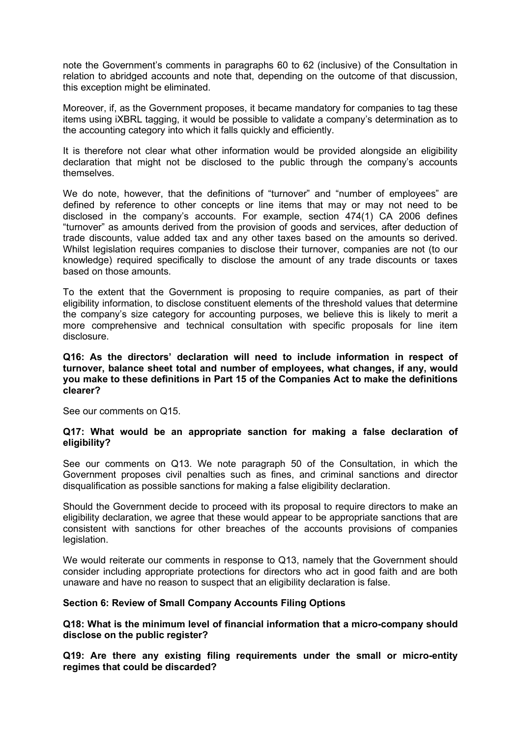note the Government's comments in paragraphs 60 to 62 (inclusive) of the Consultation in relation to abridged accounts and note that, depending on the outcome of that discussion, this exception might be eliminated.

Moreover, if, as the Government proposes, it became mandatory for companies to tag these items using iXBRL tagging, it would be possible to validate a company's determination as to the accounting category into which it falls quickly and efficiently.

It is therefore not clear what other information would be provided alongside an eligibility declaration that might not be disclosed to the public through the company's accounts themselves.

We do note, however, that the definitions of "turnover" and "number of employees" are defined by reference to other concepts or line items that may or may not need to be disclosed in the company's accounts. For example, section 474(1) CA 2006 defines "turnover" as amounts derived from the provision of goods and services, after deduction of trade discounts, value added tax and any other taxes based on the amounts so derived. Whilst legislation requires companies to disclose their turnover, companies are not (to our knowledge) required specifically to disclose the amount of any trade discounts or taxes based on those amounts.

To the extent that the Government is proposing to require companies, as part of their eligibility information, to disclose constituent elements of the threshold values that determine the company's size category for accounting purposes, we believe this is likely to merit a more comprehensive and technical consultation with specific proposals for line item disclosure.

**Q16: As the directors' declaration will need to include information in respect of turnover, balance sheet total and number of employees, what changes, if any, would you make to these definitions in Part 15 of the Companies Act to make the definitions clearer?**

See our comments on Q15.

**Q17: What would be an appropriate sanction for making a false declaration of eligibility?**

See our comments on Q13. We note paragraph 50 of the Consultation, in which the Government proposes civil penalties such as fines, and criminal sanctions and director disqualification as possible sanctions for making a false eligibility declaration.

Should the Government decide to proceed with its proposal to require directors to make an eligibility declaration, we agree that these would appear to be appropriate sanctions that are consistent with sanctions for other breaches of the accounts provisions of companies legislation.

We would reiterate our comments in response to Q13, namely that the Government should consider including appropriate protections for directors who act in good faith and are both unaware and have no reason to suspect that an eligibility declaration is false.

**Section 6: Review of Small Company Accounts Filing Options**

**Q18: What is the minimum level of financial information that a micro-company should disclose on the public register?**

**Q19: Are there any existing filing requirements under the small or micro-entity regimes that could be discarded?**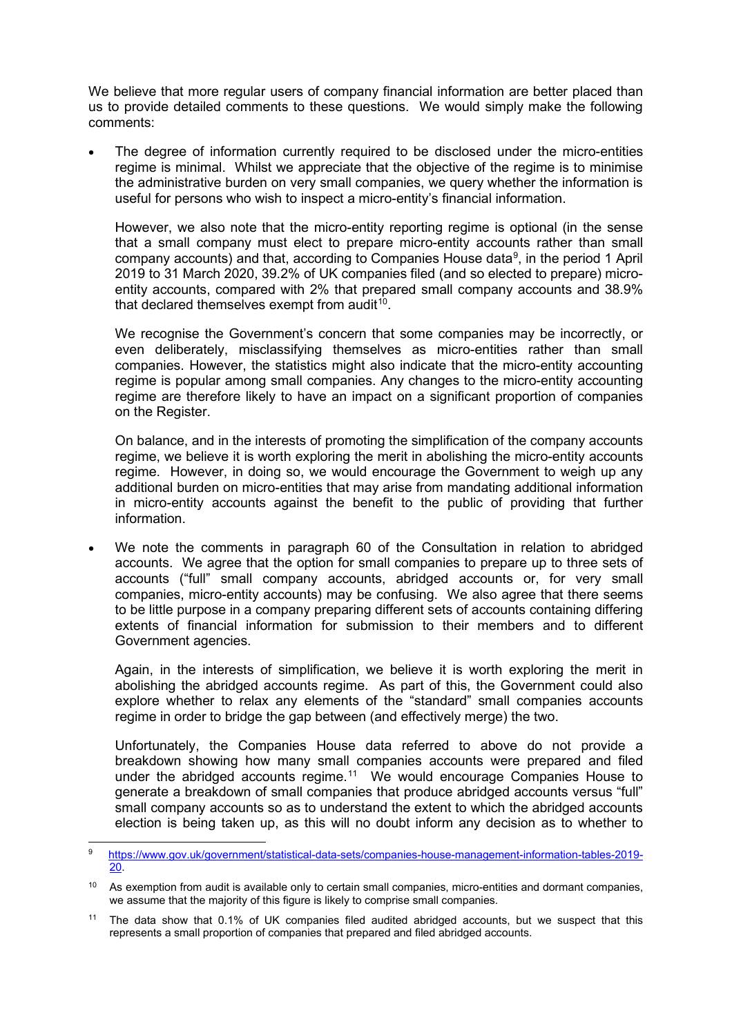We believe that more regular users of company financial information are better placed than us to provide detailed comments to these questions. We would simply make the following comments:

- The degree of information currently required to be disclosed under the micro-entities regime is minimal. Whilst we appreciate that the objective of the regime is to minimise the administrative burden on very small companies, we query whether the information is useful for persons who wish to inspect a micro-entity's financial information.

  However, we also note that the micro-entity reporting regime is optional (in the sense that a small company must elect to prepare micro-entity accounts rather than small company accounts) and that, according to Companies House data[9], in the period 1 April 2019 to 31 March 2020, 39.2% of UK companies filed (and so elected to prepare) micro-entity accounts, compared with 2% that prepared small company accounts and 38.9% that declared themselves exempt from audit[10].

  We recognise the Government's concern that some companies may be incorrectly, or even deliberately, misclassifying themselves as micro-entities rather than small companies. However, the statistics might also indicate that the micro-entity accounting regime is popular among small companies. Any changes to the micro-entity accounting regime are therefore likely to have an impact on a significant proportion of companies on the Register.

  On balance, and in the interests of promoting the simplification of the company accounts regime, we believe it is worth exploring the merit in abolishing the micro-entity accounts regime. However, in doing so, we would encourage the Government to weigh up any additional burden on micro-entities that may arise from mandating additional information in micro-entity accounts against the benefit to the public of providing that further information.

- We note the comments in paragraph 60 of the Consultation in relation to abridged accounts. We agree that the option for small companies to prepare up to three sets of accounts ("full" small company accounts, abridged accounts or, for very small companies, micro-entity accounts) may be confusing. We also agree that there seems to be little purpose in a company preparing different sets of accounts containing differing extents of financial information for submission to their members and to different Government agencies.

  Again, in the interests of simplification, we believe it is worth exploring the merit in abolishing the abridged accounts regime. As part of this, the Government could also explore whether to relax any elements of the "standard" small companies accounts regime in order to bridge the gap between (and effectively merge) the two.

  Unfortunately, the Companies House data referred to above do not provide a breakdown showing how many small companies accounts were prepared and filed under the abridged accounts regime.[11] We would encourage Companies House to generate a breakdown of small companies that produce abridged accounts versus "full" small company accounts so as to understand the extent to which the abridged accounts election is being taken up, as this will no doubt inform any decision as to whether to

---

[9] https://www.gov.uk/government/statistical-data-sets/companies-house-management-information-tables-2019-20.

[10] As exemption from audit is available only to certain small companies, micro-entities and dormant companies, we assume that the majority of this figure is likely to comprise small companies.

[11] The data show that 0.1% of UK companies filed audited abridged accounts, but we suspect that this represents a small proportion of companies that prepared and filed abridged accounts.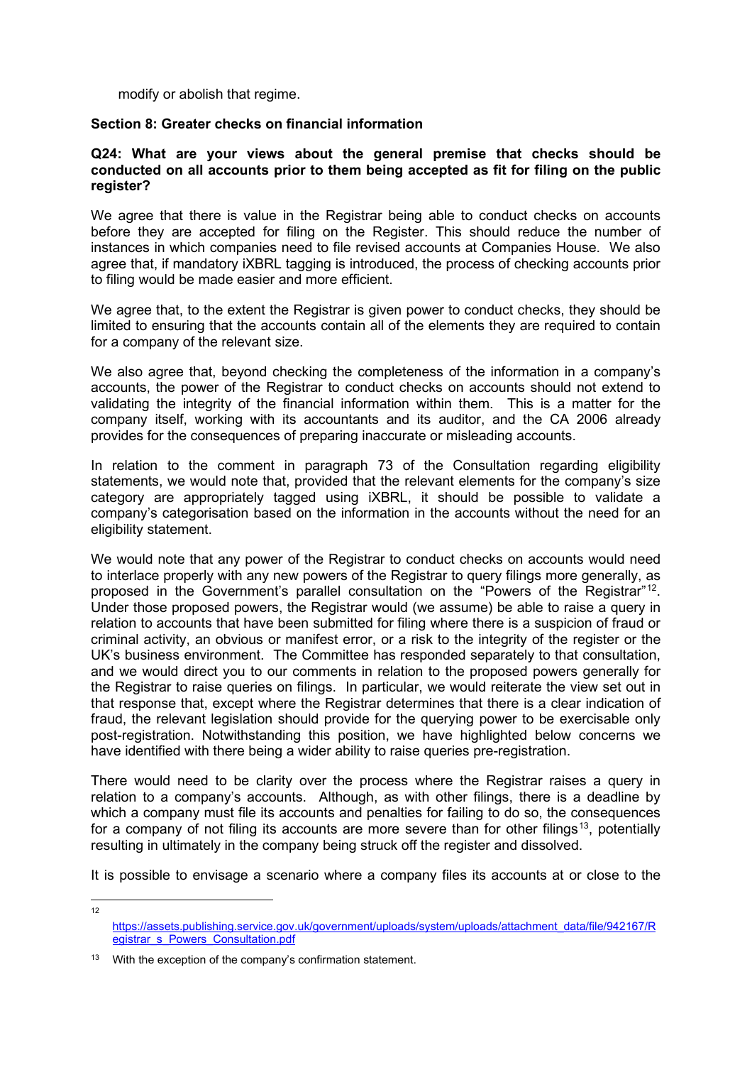modify or abolish that regime.

**Section 8: Greater checks on financial information**

**Q24: What are your views about the general premise that checks should be conducted on all accounts prior to them being accepted as fit for filing on the public register?**

We agree that there is value in the Registrar being able to conduct checks on accounts before they are accepted for filing on the Register. This should reduce the number of instances in which companies need to file revised accounts at Companies House. We also agree that, if mandatory iXBRL tagging is introduced, the process of checking accounts prior to filing would be made easier and more efficient.

We agree that, to the extent the Registrar is given power to conduct checks, they should be limited to ensuring that the accounts contain all of the elements they are required to contain for a company of the relevant size.

We also agree that, beyond checking the completeness of the information in a company's accounts, the power of the Registrar to conduct checks on accounts should not extend to validating the integrity of the financial information within them. This is a matter for the company itself, working with its accountants and its auditor, and the CA 2006 already provides for the consequences of preparing inaccurate or misleading accounts.

In relation to the comment in paragraph 73 of the Consultation regarding eligibility statements, we would note that, provided that the relevant elements for the company's size category are appropriately tagged using iXBRL, it should be possible to validate a company's categorisation based on the information in the accounts without the need for an eligibility statement.

We would note that any power of the Registrar to conduct checks on accounts would need to interlace properly with any new powers of the Registrar to query filings more generally, as proposed in the Government's parallel consultation on the "Powers of the Registrar"[12]. Under those proposed powers, the Registrar would (we assume) be able to raise a query in relation to accounts that have been submitted for filing where there is a suspicion of fraud or criminal activity, an obvious or manifest error, or a risk to the integrity of the register or the UK's business environment. The Committee has responded separately to that consultation, and we would direct you to our comments in relation to the proposed powers generally for the Registrar to raise queries on filings. In particular, we would reiterate the view set out in that response that, except where the Registrar determines that there is a clear indication of fraud, the relevant legislation should provide for the querying power to be exercisable only post-registration. Notwithstanding this position, we have highlighted below concerns we have identified with there being a wider ability to raise queries pre-registration.

There would need to be clarity over the process where the Registrar raises a query in relation to a company's accounts. Although, as with other filings, there is a deadline by which a company must file its accounts and penalties for failing to do so, the consequences for a company of not filing its accounts are more severe than for other filings[13], potentially resulting in ultimately in the company being struck off the register and dissolved.

It is possible to envisage a scenario where a company files its accounts at or close to the

---

[12] https://assets.publishing.service.gov.uk/government/uploads/system/uploads/attachment_data/file/942167/Registrar_s_Powers_Consultation.pdf

[13] With the exception of the company's confirmation statement.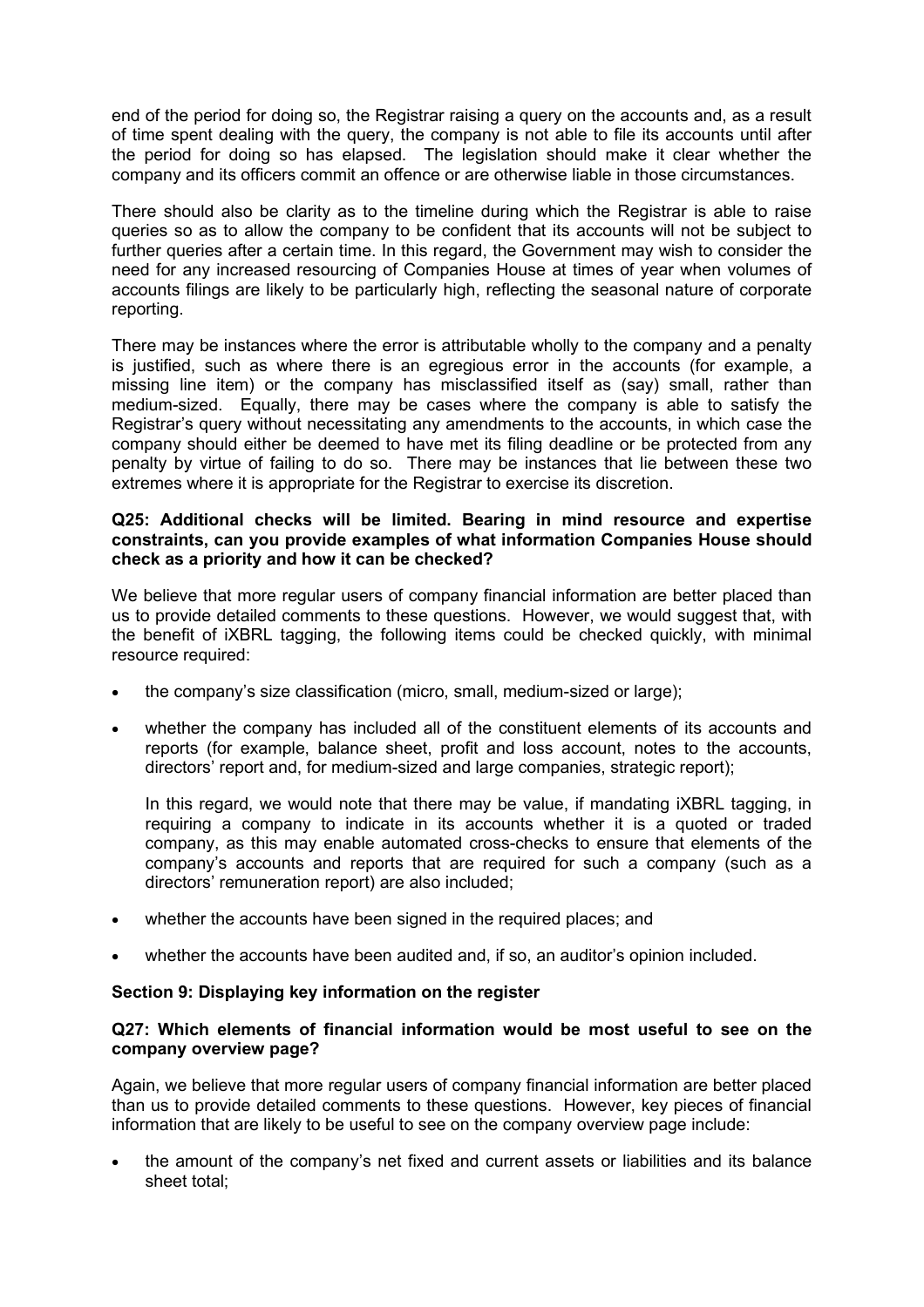end of the period for doing so, the Registrar raising a query on the accounts and, as a result of time spent dealing with the query, the company is not able to file its accounts until after the period for doing so has elapsed. The legislation should make it clear whether the company and its officers commit an offence or are otherwise liable in those circumstances.

There should also be clarity as to the timeline during which the Registrar is able to raise queries so as to allow the company to be confident that its accounts will not be subject to further queries after a certain time. In this regard, the Government may wish to consider the need for any increased resourcing of Companies House at times of year when volumes of accounts filings are likely to be particularly high, reflecting the seasonal nature of corporate reporting.

There may be instances where the error is attributable wholly to the company and a penalty is justified, such as where there is an egregious error in the accounts (for example, a missing line item) or the company has misclassified itself as (say) small, rather than medium-sized. Equally, there may be cases where the company is able to satisfy the Registrar's query without necessitating any amendments to the accounts, in which case the company should either be deemed to have met its filing deadline or be protected from any penalty by virtue of failing to do so. There may be instances that lie between these two extremes where it is appropriate for the Registrar to exercise its discretion.

**Q25: Additional checks will be limited. Bearing in mind resource and expertise constraints, can you provide examples of what information Companies House should check as a priority and how it can be checked?**

We believe that more regular users of company financial information are better placed than us to provide detailed comments to these questions. However, we would suggest that, with the benefit of iXBRL tagging, the following items could be checked quickly, with minimal resource required:

- the company's size classification (micro, small, medium-sized or large);
- whether the company has included all of the constituent elements of its accounts and reports (for example, balance sheet, profit and loss account, notes to the accounts, directors' report and, for medium-sized and large companies, strategic report);

  In this regard, we would note that there may be value, if mandating iXBRL tagging, in requiring a company to indicate in its accounts whether it is a quoted or traded company, as this may enable automated cross-checks to ensure that elements of the company's accounts and reports that are required for such a company (such as a directors' remuneration report) are also included;
- whether the accounts have been signed in the required places; and
- whether the accounts have been audited and, if so, an auditor's opinion included.

### Section 9: Displaying key information on the register

**Q27: Which elements of financial information would be most useful to see on the company overview page?**

Again, we believe that more regular users of company financial information are better placed than us to provide detailed comments to these questions. However, key pieces of financial information that are likely to be useful to see on the company overview page include:

- the amount of the company's net fixed and current assets or liabilities and its balance sheet total;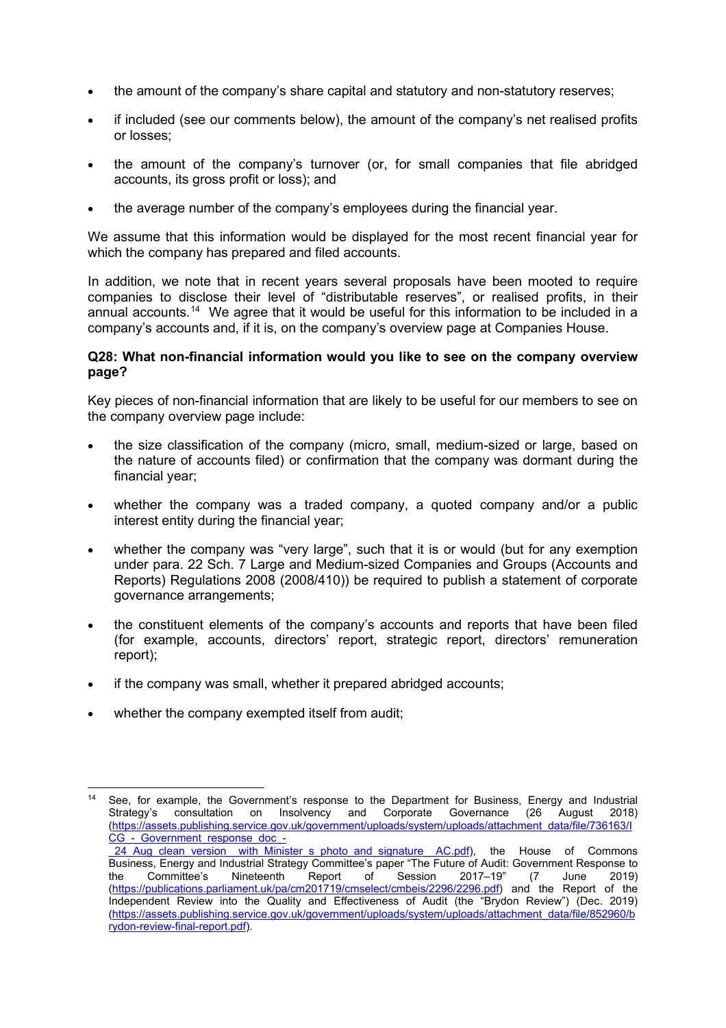- the amount of the company's share capital and statutory and non-statutory reserves;
- if included (see our comments below), the amount of the company's net realised profits or losses;
- the amount of the company's turnover (or, for small companies that file abridged accounts, its gross profit or loss); and
- the average number of the company's employees during the financial year.

We assume that this information would be displayed for the most recent financial year for which the company has prepared and filed accounts.

In addition, we note that in recent years several proposals have been mooted to require companies to disclose their level of "distributable reserves", or realised profits, in their annual accounts.[14] We agree that it would be useful for this information to be included in a company's accounts and, if it is, on the company's overview page at Companies House.

**Q28: What non-financial information would you like to see on the company overview page?**

Key pieces of non-financial information that are likely to be useful for our members to see on the company overview page include:

- the size classification of the company (micro, small, medium-sized or large, based on the nature of accounts filed) or confirmation that the company was dormant during the financial year;
- whether the company was a traded company, a quoted company and/or a public interest entity during the financial year;
- whether the company was "very large", such that it is or would (but for any exemption under para. 22 Sch. 7 Large and Medium-sized Companies and Groups (Accounts and Reports) Regulations 2008 (2008/410)) be required to publish a statement of corporate governance arrangements;
- the constituent elements of the company's accounts and reports that have been filed (for example, accounts, directors' report, strategic report, directors' remuneration report);
- if the company was small, whether it prepared abridged accounts;
- whether the company exempted itself from audit;

[14] See, for example, the Government's response to the Department for Business, Energy and Industrial Strategy's consultation on Insolvency and Corporate Governance (26 August 2018) (https://assets.publishing.service.gov.uk/government/uploads/system/uploads/attachment_data/file/736163/ICG_-_Government_response_doc_-_24_Aug_clean_version__with_Minister_s_photo_and_signature__AC.pdf), the House of Commons Business, Energy and Industrial Strategy Committee's paper "The Future of Audit: Government Response to the Committee's Nineteenth Report of Session 2017–19" (7 June 2019) (https://publications.parliament.uk/pa/cm201719/cmselect/cmbeis/2296/2296.pdf) and the Report of the Independent Review into the Quality and Effectiveness of Audit (the "Brydon Review") (Dec. 2019) (https://assets.publishing.service.gov.uk/government/uploads/system/uploads/attachment_data/file/852960/brydon-review-final-report.pdf).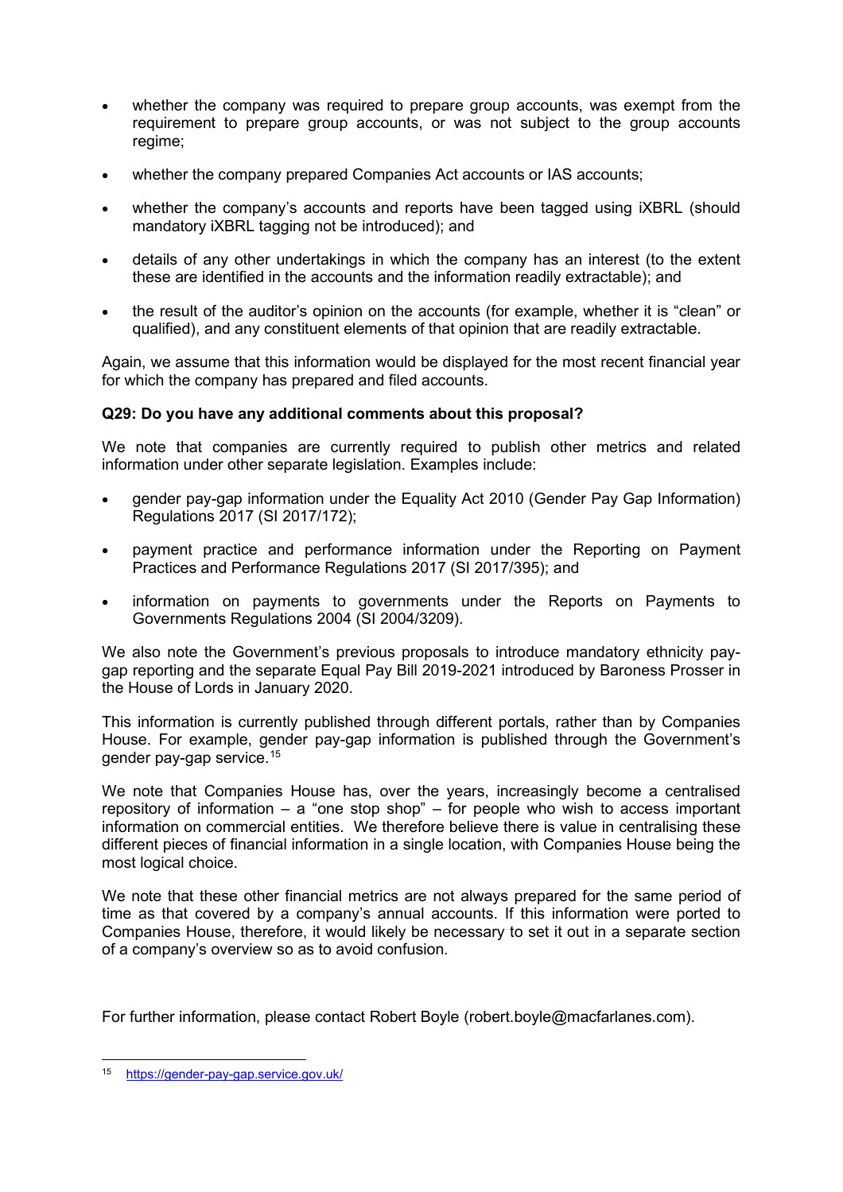- whether the company was required to prepare group accounts, was exempt from the requirement to prepare group accounts, or was not subject to the group accounts regime;
- whether the company prepared Companies Act accounts or IAS accounts;
- whether the company's accounts and reports have been tagged using iXBRL (should mandatory iXBRL tagging not be introduced); and
- details of any other undertakings in which the company has an interest (to the extent these are identified in the accounts and the information readily extractable); and
- the result of the auditor's opinion on the accounts (for example, whether it is "clean" or qualified), and any constituent elements of that opinion that are readily extractable.

Again, we assume that this information would be displayed for the most recent financial year for which the company has prepared and filed accounts.

**Q29: Do you have any additional comments about this proposal?**

We note that companies are currently required to publish other metrics and related information under other separate legislation. Examples include:

- gender pay-gap information under the Equality Act 2010 (Gender Pay Gap Information) Regulations 2017 (SI 2017/172);
- payment practice and performance information under the Reporting on Payment Practices and Performance Regulations 2017 (SI 2017/395); and
- information on payments to governments under the Reports on Payments to Governments Regulations 2004 (SI 2004/3209).

We also note the Government's previous proposals to introduce mandatory ethnicity pay-gap reporting and the separate Equal Pay Bill 2019-2021 introduced by Baroness Prosser in the House of Lords in January 2020.

This information is currently published through different portals, rather than by Companies House. For example, gender pay-gap information is published through the Government's gender pay-gap service.[15]

We note that Companies House has, over the years, increasingly become a centralised repository of information – a "one stop shop" – for people who wish to access important information on commercial entities. We therefore believe there is value in centralising these different pieces of financial information in a single location, with Companies House being the most logical choice.

We note that these other financial metrics are not always prepared for the same period of time as that covered by a company's annual accounts. If this information were ported to Companies House, therefore, it would likely be necessary to set it out in a separate section of a company's overview so as to avoid confusion.

For further information, please contact Robert Boyle (robert.boyle@macfarlanes.com).

---

[15] https://gender-pay-gap.service.gov.uk/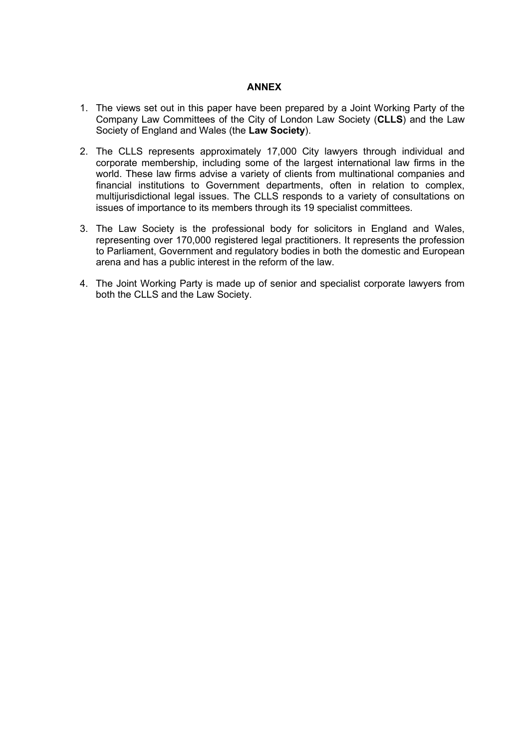## ANNEX

1. The views set out in this paper have been prepared by a Joint Working Party of the Company Law Committees of the City of London Law Society (**CLLS**) and the Law Society of England and Wales (the **Law Society**).

2. The CLLS represents approximately 17,000 City lawyers through individual and corporate membership, including some of the largest international law firms in the world. These law firms advise a variety of clients from multinational companies and financial institutions to Government departments, often in relation to complex, multijurisdictional legal issues. The CLLS responds to a variety of consultations on issues of importance to its members through its 19 specialist committees.

3. The Law Society is the professional body for solicitors in England and Wales, representing over 170,000 registered legal practitioners. It represents the profession to Parliament, Government and regulatory bodies in both the domestic and European arena and has a public interest in the reform of the law.

4. The Joint Working Party is made up of senior and specialist corporate lawyers from both the CLLS and the Law Society.